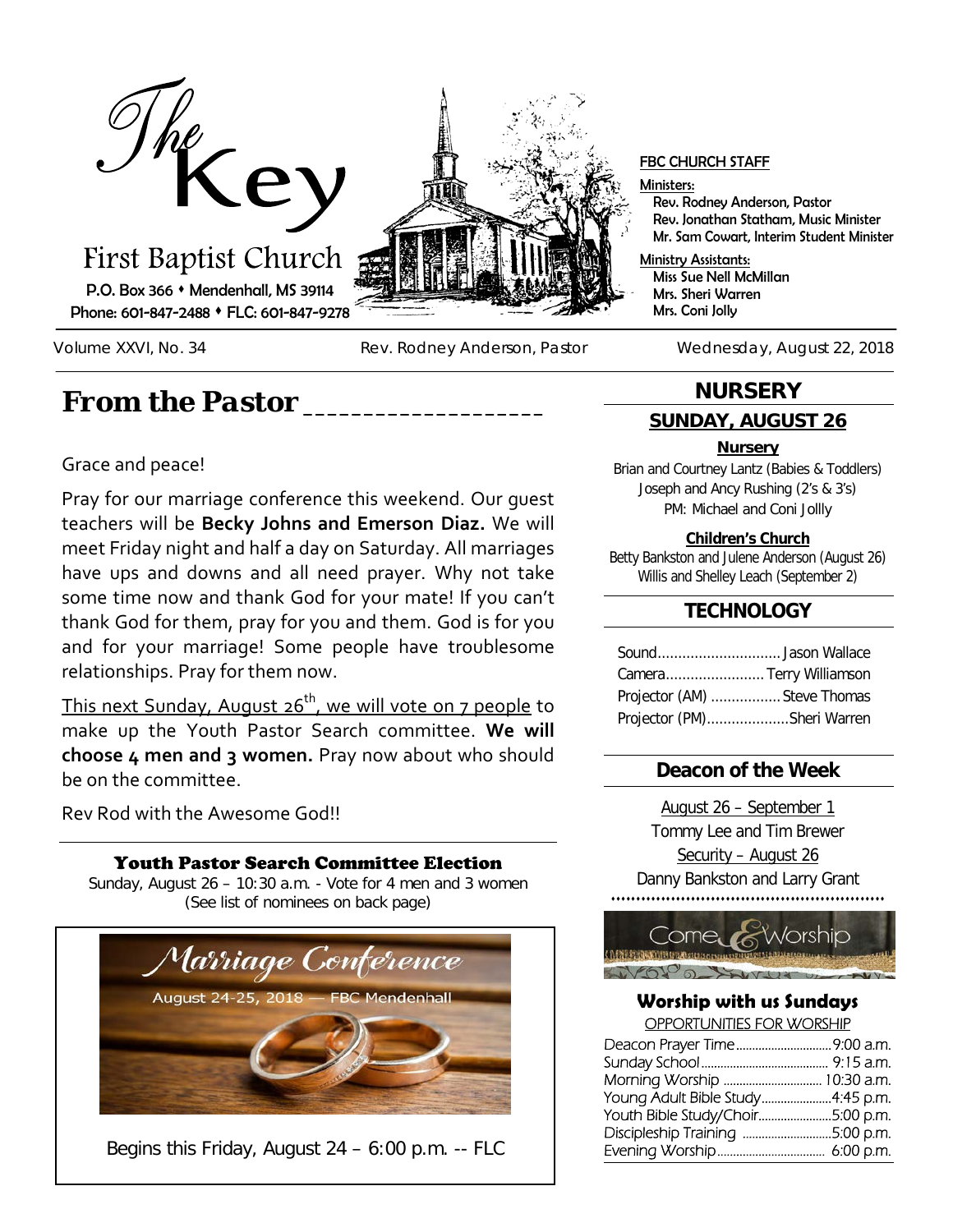# The Key

First Baptist Church

P.O. Box 366 • Mendenhall, MS 39114

Phone: 601-847-2488 • FLC: 601-847-9278

**FBC CHURCH STAFF**

Ministers:
- Rev. Rodney Anderson, Pastor
- Rev. Jonathan Statham, Music Minister
- Mr. Sam Cowart, Interim Student Minister

Ministry Assistants:
- Miss Sue Nell McMillan
- Mrs. Sheri Warren
- Mrs. Coni Jolly

Volume XXVI, No. 34 | Rev. Rodney Anderson, Pastor | Wednesday, August 22, 2018

## From the Pastor

Grace and peace!

Pray for our marriage conference this weekend. Our guest teachers will be **Becky Johns and Emerson Diaz.** We will meet Friday night and half a day on Saturday. All marriages have ups and downs and all need prayer. Why not take some time now and thank God for your mate! If you can't thank God for them, pray for you and them. God is for you and for your marriage! Some people have troublesome relationships. Pray for them now.

This next Sunday, August 26th, we will vote on 7 people to make up the Youth Pastor Search committee. **We will choose 4 men and 3 women.** Pray now about who should be on the committee.

Rev Rod with the Awesome God!!

### Youth Pastor Search Committee Election

Sunday, August 26 – 10:30 a.m. - Vote for 4 men and 3 women
(See list of nominees on back page)

### Marriage Conference

August 24-25, 2018 — FBC Mendenhall

Begins this Friday, August 24 – 6:00 p.m. -- FLC

## NURSERY

### SUNDAY, AUGUST 26

**Nursery**

Brian and Courtney Lantz (Babies & Toddlers)
Joseph and Ancy Rushing (2's & 3's)
PM: Michael and Coni Jollly

**Children's Church**

Betty Bankston and Julene Anderson (August 26)
Willis and Shelley Leach (September 2)

## TECHNOLOGY

| | |
|---|---|
| Sound | Jason Wallace |
| Camera | Terry Williamson |
| Projector (AM) | Steve Thomas |
| Projector (PM) | Sheri Warren |

## Deacon of the Week

August 26 – September 1
Tommy Lee and Tim Brewer

Security – August 26
Danny Bankston and Larry Grant

## Come & Worship

### Worship with us Sundays

OPPORTUNITIES FOR WORSHIP

| | |
|---|---|
| Deacon Prayer Time | 9:00 a.m. |
| Sunday School | 9:15 a.m. |
| Morning Worship | 10:30 a.m. |
| Young Adult Bible Study | 4:45 p.m. |
| Youth Bible Study/Choir | 5:00 p.m. |
| Discipleship Training | 5:00 p.m. |
| Evening Worship | 6:00 p.m. |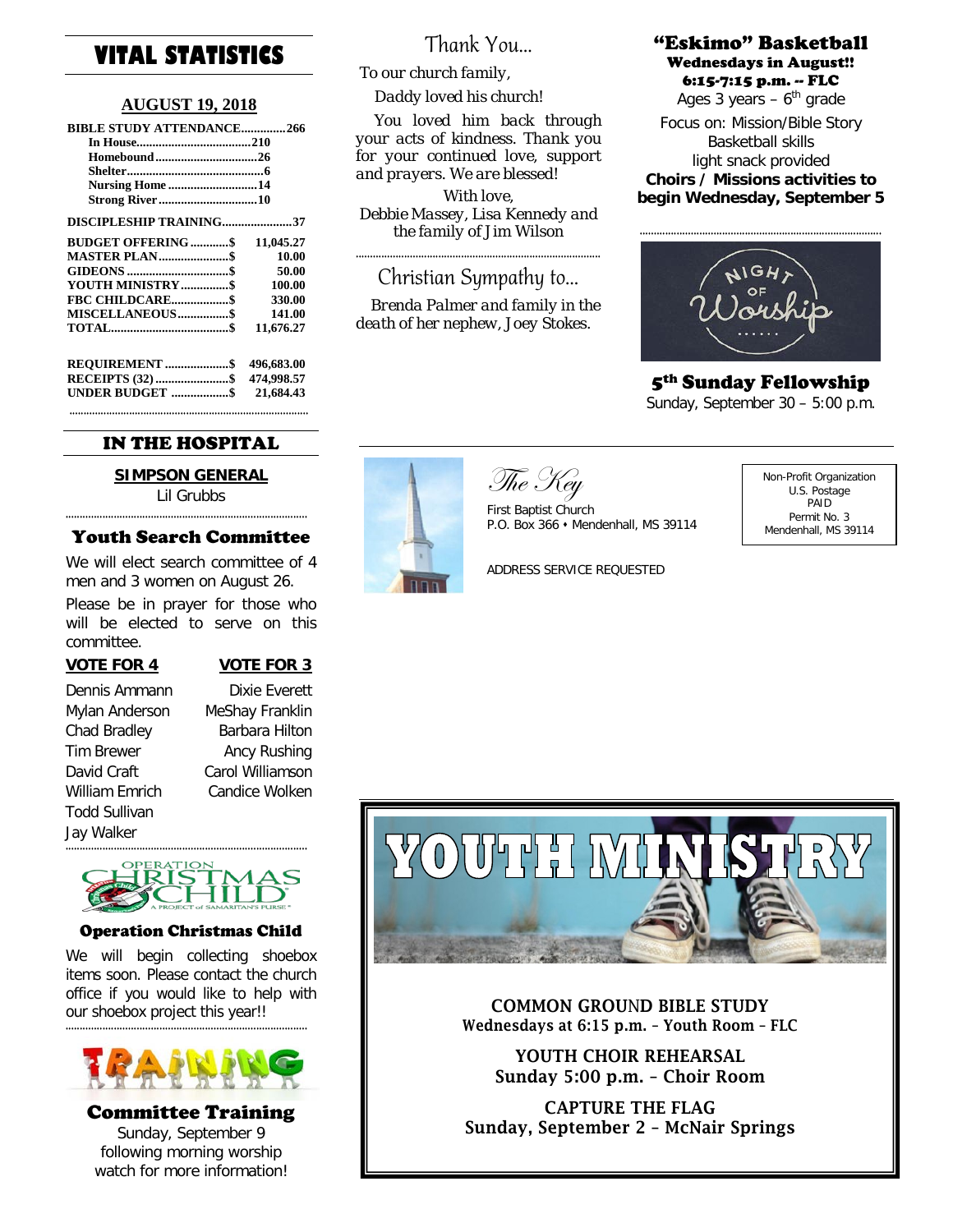# VITAL STATISTICS

## AUGUST 19, 2018

| | | |
|---|---|---|
| **BIBLE STUDY ATTENDANCE** | | **266** |
| In House | **210** | |
| Homebound | **26** | |
| Shelter | **6** | |
| Nursing Home | **14** | |
| Strong River | **10** | |
| **DISCIPLESHIP TRAINING** | | **37** |
| **BUDGET OFFERING** | $ | **11,045.27** |
| **MASTER PLAN** | $ | **10.00** |
| **GIDEONS** | $ | **50.00** |
| **YOUTH MINISTRY** | $ | **100.00** |
| **FBC CHILDCARE** | $ | **330.00** |
| **MISCELLANEOUS** | $ | **141.00** |
| **TOTAL** | $ | **11,676.27** |
| **REQUIREMENT** | $ | **496,683.00** |
| **RECEIPTS (32)** | $ | **474,998.57** |
| **UNDER BUDGET** | $ | **21,684.43** |

## IN THE HOSPITAL

**SIMPSON GENERAL**

Lil Grubbs

## Youth Search Committee

We will elect search committee of 4 men and 3 women on August 26.

Please be in prayer for those who will be elected to serve on this committee.

| VOTE FOR 4 | VOTE FOR 3 |
|---|---|
| Dennis Ammann | Dixie Everett |
| Mylan Anderson | MeShay Franklin |
| Chad Bradley | Barbara Hilton |
| Tim Brewer | Ancy Rushing |
| David Craft | Carol Williamson |
| William Emrich | Candice Wolken |
| Todd Sullivan | |
| Jay Walker | |

OPERATION CHRISTMAS CHILD — A PROJECT of SAMARITAN'S PURSE

## Operation Christmas Child

We will begin collecting shoebox items soon. Please contact the church office if you would like to help with our shoebox project this year!!

TRAINING

## Committee Training

Sunday, September 9
following morning worship
watch for more information!

## Thank You...

*To our church family,*

*Daddy loved his church!*

*You loved him back through your acts of kindness. Thank you for your continued love, support and prayers. We are blessed!*

*With love,*
*Debbie Massey, Lisa Kennedy and the family of Jim Wilson*

## Christian Sympathy to...

*Brenda Palmer and family in the death of her nephew, Joey Stokes.*

## "Eskimo" Basketball

**Wednesdays in August!!**
**6:15-7:15 p.m. -- FLC**

Ages 3 years – 6th grade

Focus on: Mission/Bible Story
Basketball skills
light snack provided

**Choirs / Missions activities to begin Wednesday, September 5**

NIGHT OF Worship

## 5th Sunday Fellowship

Sunday, September 30 – 5:00 p.m.

*The Key*
First Baptist Church
P.O. Box 366 • Mendenhall, MS 39114

ADDRESS SERVICE REQUESTED

Non-Profit Organization
U.S. Postage
PAID
Permit No. 3
Mendenhall, MS 39114

# YOUTH MINISTRY

**COMMON GROUND BIBLE STUDY**
Wednesdays at 6:15 p.m. – Youth Room – FLC

**YOUTH CHOIR REHEARSAL**
Sunday 5:00 p.m. – Choir Room

**CAPTURE THE FLAG**
Sunday, September 2 – McNair Springs